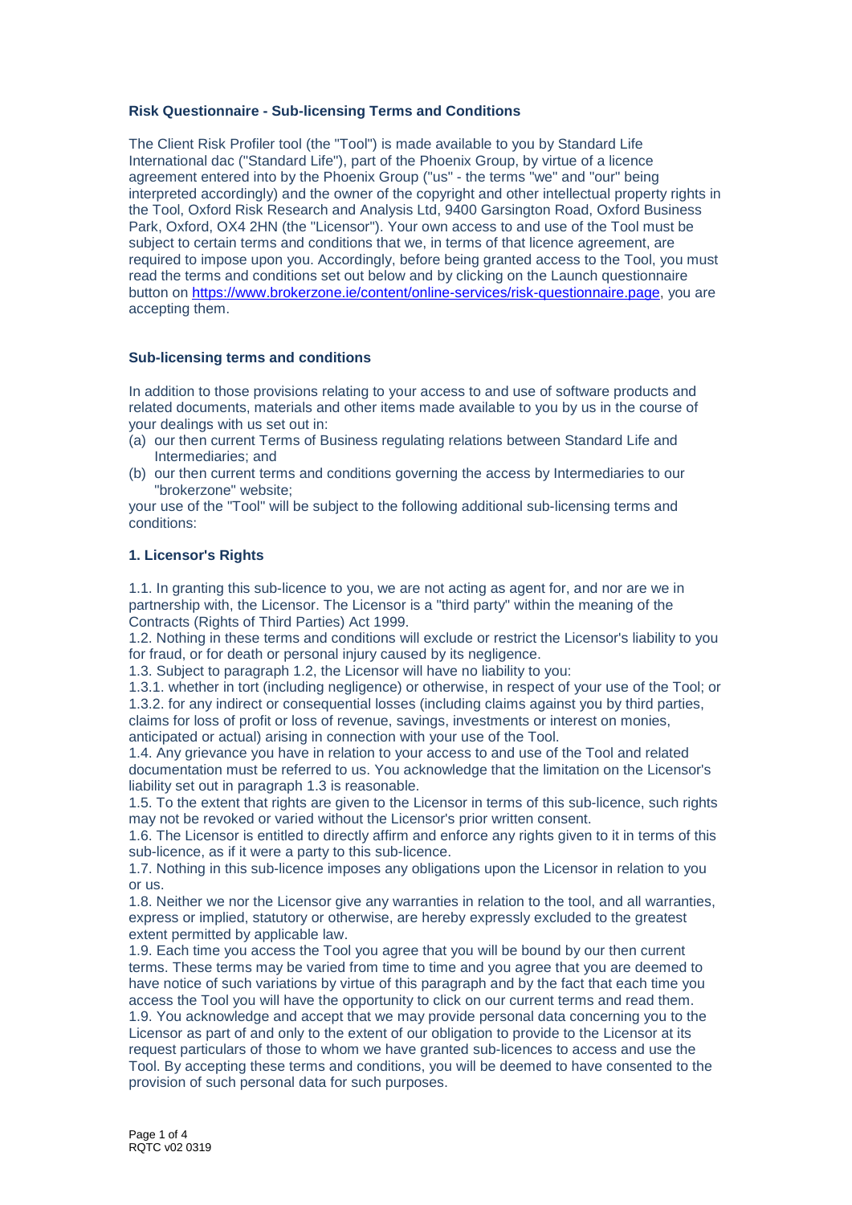**Risk Questionnaire - Sub-licensing Terms and Conditions**

The Client Risk Profiler tool (the "Tool") is made available to you by Standard Life International dac ("Standard Life"), part of the Phoenix Group, by virtue of a licence agreement entered into by the Phoenix Group ("us" - the terms "we" and "our" being interpreted accordingly) and the owner of the copyright and other intellectual property rights in the Tool, Oxford Risk Research and Analysis Ltd, 9400 Garsington Road, Oxford Business Park, Oxford, OX4 2HN (the "Licensor"). Your own access to and use of the Tool must be subject to certain terms and conditions that we, in terms of that licence agreement, are required to impose upon you. Accordingly, before being granted access to the Tool, you must read the terms and conditions set out below and by clicking on the Launch questionnaire button on https://www.brokerzone.ie/content/online-services/risk-questionnaire.page, you are accepting them.

**Sub-licensing terms and conditions**

In addition to those provisions relating to your access to and use of software products and related documents, materials and other items made available to you by us in the course of your dealings with us set out in:

(a) our then current Terms of Business regulating relations between Standard Life and Intermediaries; and
(b) our then current terms and conditions governing the access by Intermediaries to our "brokerzone" website;

your use of the "Tool" will be subject to the following additional sub-licensing terms and conditions:

**1. Licensor's Rights**

1.1. In granting this sub-licence to you, we are not acting as agent for, and nor are we in partnership with, the Licensor. The Licensor is a "third party" within the meaning of the Contracts (Rights of Third Parties) Act 1999.

1.2. Nothing in these terms and conditions will exclude or restrict the Licensor's liability to you for fraud, or for death or personal injury caused by its negligence.

1.3. Subject to paragraph 1.2, the Licensor will have no liability to you:

1.3.1. whether in tort (including negligence) or otherwise, in respect of your use of the Tool; or

1.3.2. for any indirect or consequential losses (including claims against you by third parties, claims for loss of profit or loss of revenue, savings, investments or interest on monies, anticipated or actual) arising in connection with your use of the Tool.

1.4. Any grievance you have in relation to your access to and use of the Tool and related documentation must be referred to us. You acknowledge that the limitation on the Licensor's liability set out in paragraph 1.3 is reasonable.

1.5. To the extent that rights are given to the Licensor in terms of this sub-licence, such rights may not be revoked or varied without the Licensor's prior written consent.

1.6. The Licensor is entitled to directly affirm and enforce any rights given to it in terms of this sub-licence, as if it were a party to this sub-licence.

1.7. Nothing in this sub-licence imposes any obligations upon the Licensor in relation to you or us.

1.8. Neither we nor the Licensor give any warranties in relation to the tool, and all warranties, express or implied, statutory or otherwise, are hereby expressly excluded to the greatest extent permitted by applicable law.

1.9. Each time you access the Tool you agree that you will be bound by our then current terms. These terms may be varied from time to time and you agree that you are deemed to have notice of such variations by virtue of this paragraph and by the fact that each time you access the Tool you will have the opportunity to click on our current terms and read them.

1.9. You acknowledge and accept that we may provide personal data concerning you to the Licensor as part of and only to the extent of our obligation to provide to the Licensor at its request particulars of those to whom we have granted sub-licences to access and use the Tool. By accepting these terms and conditions, you will be deemed to have consented to the provision of such personal data for such purposes.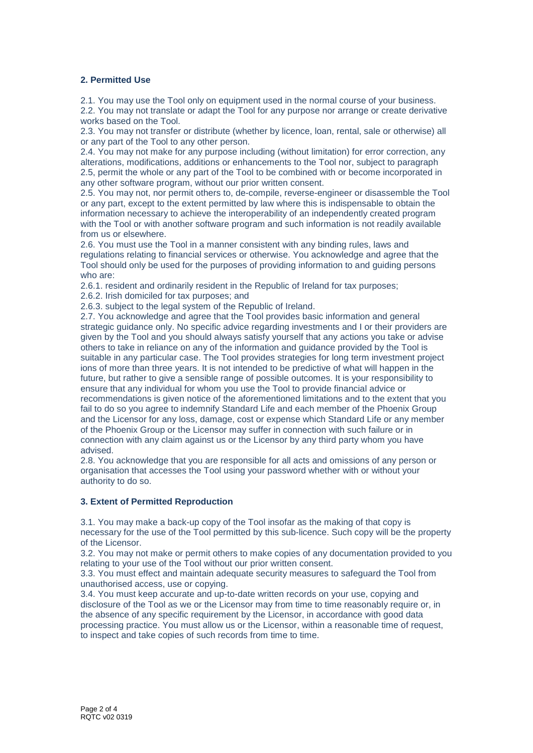## 2. Permitted Use

2.1. You may use the Tool only on equipment used in the normal course of your business.
2.2. You may not translate or adapt the Tool for any purpose nor arrange or create derivative works based on the Tool.
2.3. You may not transfer or distribute (whether by licence, loan, rental, sale or otherwise) all or any part of the Tool to any other person.
2.4. You may not make for any purpose including (without limitation) for error correction, any alterations, modifications, additions or enhancements to the Tool nor, subject to paragraph 2.5, permit the whole or any part of the Tool to be combined with or become incorporated in any other software program, without our prior written consent.
2.5. You may not, nor permit others to, de-compile, reverse-engineer or disassemble the Tool or any part, except to the extent permitted by law where this is indispensable to obtain the information necessary to achieve the interoperability of an independently created program with the Tool or with another software program and such information is not readily available from us or elsewhere.
2.6. You must use the Tool in a manner consistent with any binding rules, laws and regulations relating to financial services or otherwise. You acknowledge and agree that the Tool should only be used for the purposes of providing information to and guiding persons who are:
2.6.1. resident and ordinarily resident in the Republic of Ireland for tax purposes;
2.6.2. Irish domiciled for tax purposes; and
2.6.3. subject to the legal system of the Republic of Ireland.
2.7. You acknowledge and agree that the Tool provides basic information and general strategic guidance only. No specific advice regarding investments and I or their providers are given by the Tool and you should always satisfy yourself that any actions you take or advise others to take in reliance on any of the information and guidance provided by the Tool is suitable in any particular case. The Tool provides strategies for long term investment project ions of more than three years. It is not intended to be predictive of what will happen in the future, but rather to give a sensible range of possible outcomes. It is your responsibility to ensure that any individual for whom you use the Tool to provide financial advice or recommendations is given notice of the aforementioned limitations and to the extent that you fail to do so you agree to indemnify Standard Life and each member of the Phoenix Group and the Licensor for any loss, damage, cost or expense which Standard Life or any member of the Phoenix Group or the Licensor may suffer in connection with such failure or in connection with any claim against us or the Licensor by any third party whom you have advised.
2.8. You acknowledge that you are responsible for all acts and omissions of any person or organisation that accesses the Tool using your password whether with or without your authority to do so.

## 3. Extent of Permitted Reproduction

3.1. You may make a back-up copy of the Tool insofar as the making of that copy is necessary for the use of the Tool permitted by this sub-licence. Such copy will be the property of the Licensor.
3.2. You may not make or permit others to make copies of any documentation provided to you relating to your use of the Tool without our prior written consent.
3.3. You must effect and maintain adequate security measures to safeguard the Tool from unauthorised access, use or copying.
3.4. You must keep accurate and up-to-date written records on your use, copying and disclosure of the Tool as we or the Licensor may from time to time reasonably require or, in the absence of any specific requirement by the Licensor, in accordance with good data processing practice. You must allow us or the Licensor, within a reasonable time of request, to inspect and take copies of such records from time to time.

RQTC v02 0319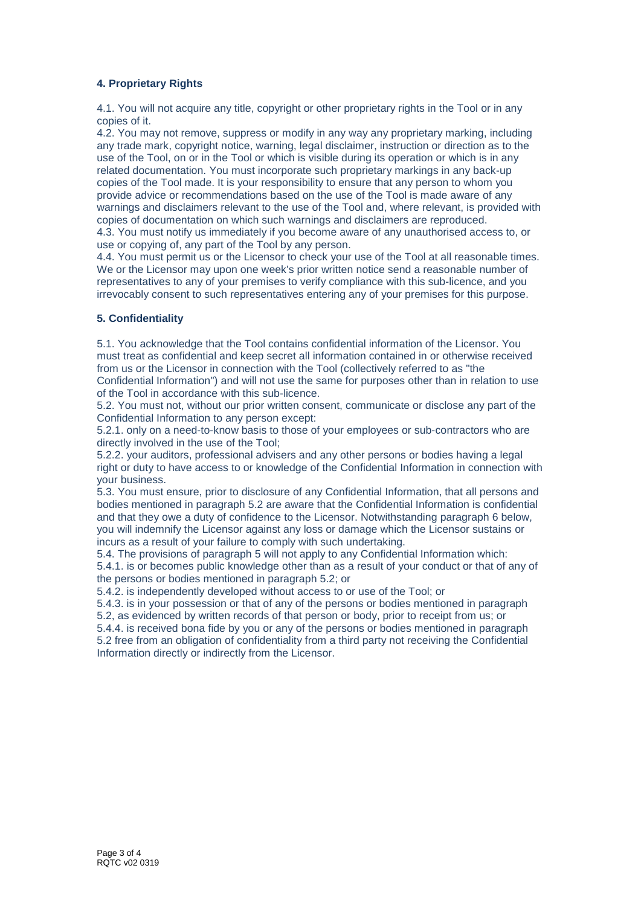### 4. Proprietary Rights

4.1. You will not acquire any title, copyright or other proprietary rights in the Tool or in any copies of it.

4.2. You may not remove, suppress or modify in any way any proprietary marking, including any trade mark, copyright notice, warning, legal disclaimer, instruction or direction as to the use of the Tool, on or in the Tool or which is visible during its operation or which is in any related documentation. You must incorporate such proprietary markings in any back-up copies of the Tool made. It is your responsibility to ensure that any person to whom you provide advice or recommendations based on the use of the Tool is made aware of any warnings and disclaimers relevant to the use of the Tool and, where relevant, is provided with copies of documentation on which such warnings and disclaimers are reproduced.

4.3. You must notify us immediately if you become aware of any unauthorised access to, or use or copying of, any part of the Tool by any person.

4.4. You must permit us or the Licensor to check your use of the Tool at all reasonable times. We or the Licensor may upon one week's prior written notice send a reasonable number of representatives to any of your premises to verify compliance with this sub-licence, and you irrevocably consent to such representatives entering any of your premises for this purpose.

### 5. Confidentiality

5.1. You acknowledge that the Tool contains confidential information of the Licensor. You must treat as confidential and keep secret all information contained in or otherwise received from us or the Licensor in connection with the Tool (collectively referred to as "the Confidential Information") and will not use the same for purposes other than in relation to use of the Tool in accordance with this sub-licence.

5.2. You must not, without our prior written consent, communicate or disclose any part of the Confidential Information to any person except:

5.2.1. only on a need-to-know basis to those of your employees or sub-contractors who are directly involved in the use of the Tool;

5.2.2. your auditors, professional advisers and any other persons or bodies having a legal right or duty to have access to or knowledge of the Confidential Information in connection with your business.

5.3. You must ensure, prior to disclosure of any Confidential Information, that all persons and bodies mentioned in paragraph 5.2 are aware that the Confidential Information is confidential and that they owe a duty of confidence to the Licensor. Notwithstanding paragraph 6 below, you will indemnify the Licensor against any loss or damage which the Licensor sustains or incurs as a result of your failure to comply with such undertaking.

5.4. The provisions of paragraph 5 will not apply to any Confidential Information which:

5.4.1. is or becomes public knowledge other than as a result of your conduct or that of any of the persons or bodies mentioned in paragraph 5.2; or

5.4.2. is independently developed without access to or use of the Tool; or

5.4.3. is in your possession or that of any of the persons or bodies mentioned in paragraph 5.2, as evidenced by written records of that person or body, prior to receipt from us; or

5.4.4. is received bona fide by you or any of the persons or bodies mentioned in paragraph 5.2 free from an obligation of confidentiality from a third party not receiving the Confidential Information directly or indirectly from the Licensor.

RQTC v02 0319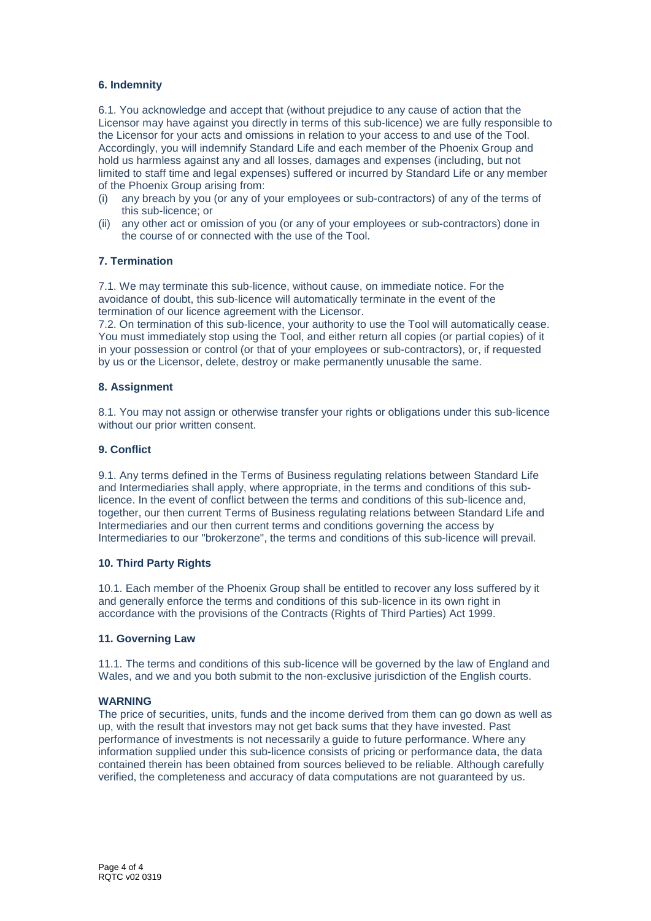### 6. Indemnity

6.1. You acknowledge and accept that (without prejudice to any cause of action that the Licensor may have against you directly in terms of this sub-licence) we are fully responsible to the Licensor for your acts and omissions in relation to your access to and use of the Tool. Accordingly, you will indemnify Standard Life and each member of the Phoenix Group and hold us harmless against any and all losses, damages and expenses (including, but not limited to staff time and legal expenses) suffered or incurred by Standard Life or any member of the Phoenix Group arising from:

(i) any breach by you (or any of your employees or sub-contractors) of any of the terms of this sub-licence; or
(ii) any other act or omission of you (or any of your employees or sub-contractors) done in the course of or connected with the use of the Tool.

### 7. Termination

7.1. We may terminate this sub-licence, without cause, on immediate notice. For the avoidance of doubt, this sub-licence will automatically terminate in the event of the termination of our licence agreement with the Licensor.
7.2. On termination of this sub-licence, your authority to use the Tool will automatically cease. You must immediately stop using the Tool, and either return all copies (or partial copies) of it in your possession or control (or that of your employees or sub-contractors), or, if requested by us or the Licensor, delete, destroy or make permanently unusable the same.

### 8. Assignment

8.1. You may not assign or otherwise transfer your rights or obligations under this sub-licence without our prior written consent.

### 9. Conflict

9.1. Any terms defined in the Terms of Business regulating relations between Standard Life and Intermediaries shall apply, where appropriate, in the terms and conditions of this sub-licence. In the event of conflict between the terms and conditions of this sub-licence and, together, our then current Terms of Business regulating relations between Standard Life and Intermediaries and our then current terms and conditions governing the access by Intermediaries to our "brokerzone", the terms and conditions of this sub-licence will prevail.

### 10. Third Party Rights

10.1. Each member of the Phoenix Group shall be entitled to recover any loss suffered by it and generally enforce the terms and conditions of this sub-licence in its own right in accordance with the provisions of the Contracts (Rights of Third Parties) Act 1999.

### 11. Governing Law

11.1. The terms and conditions of this sub-licence will be governed by the law of England and Wales, and we and you both submit to the non-exclusive jurisdiction of the English courts.

**WARNING**
The price of securities, units, funds and the income derived from them can go down as well as up, with the result that investors may not get back sums that they have invested. Past performance of investments is not necessarily a guide to future performance. Where any information supplied under this sub-licence consists of pricing or performance data, the data contained therein has been obtained from sources believed to be reliable. Although carefully verified, the completeness and accuracy of data computations are not guaranteed by us.

RQTC v02 0319